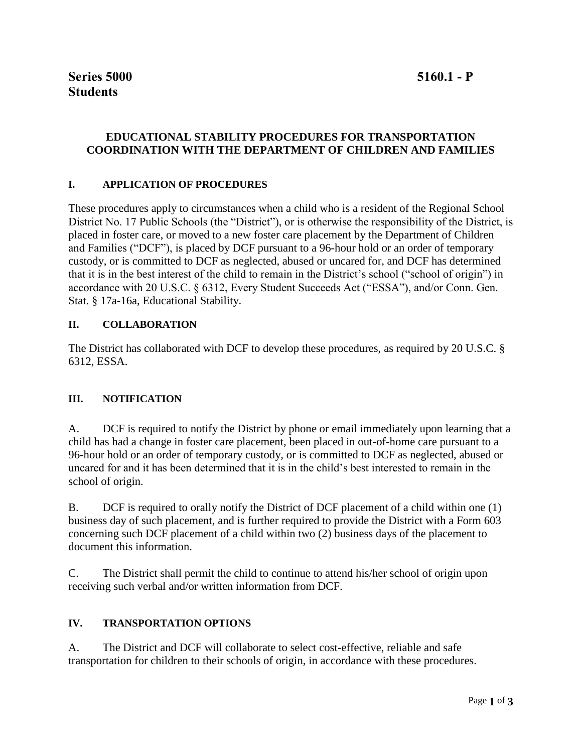**Series 5000** **5160.1 - P**
**Students**

## EDUCATIONAL STABILITY PROCEDURES FOR TRANSPORTATION COORDINATION WITH THE DEPARTMENT OF CHILDREN AND FAMILIES

### I. APPLICATION OF PROCEDURES

These procedures apply to circumstances when a child who is a resident of the Regional School District No. 17 Public Schools (the "District"), or is otherwise the responsibility of the District, is placed in foster care, or moved to a new foster care placement by the Department of Children and Families ("DCF"), is placed by DCF pursuant to a 96-hour hold or an order of temporary custody, or is committed to DCF as neglected, abused or uncared for, and DCF has determined that it is in the best interest of the child to remain in the District's school ("school of origin") in accordance with 20 U.S.C. § 6312, Every Student Succeeds Act ("ESSA"), and/or Conn. Gen. Stat. § 17a-16a, Educational Stability.

### II. COLLABORATION

The District has collaborated with DCF to develop these procedures, as required by 20 U.S.C. § 6312, ESSA.

### III. NOTIFICATION

A. DCF is required to notify the District by phone or email immediately upon learning that a child has had a change in foster care placement, been placed in out-of-home care pursuant to a 96-hour hold or an order of temporary custody, or is committed to DCF as neglected, abused or uncared for and it has been determined that it is in the child's best interested to remain in the school of origin.

B. DCF is required to orally notify the District of DCF placement of a child within one (1) business day of such placement, and is further required to provide the District with a Form 603 concerning such DCF placement of a child within two (2) business days of the placement to document this information.

C. The District shall permit the child to continue to attend his/her school of origin upon receiving such verbal and/or written information from DCF.

### IV. TRANSPORTATION OPTIONS

A. The District and DCF will collaborate to select cost-effective, reliable and safe transportation for children to their schools of origin, in accordance with these procedures.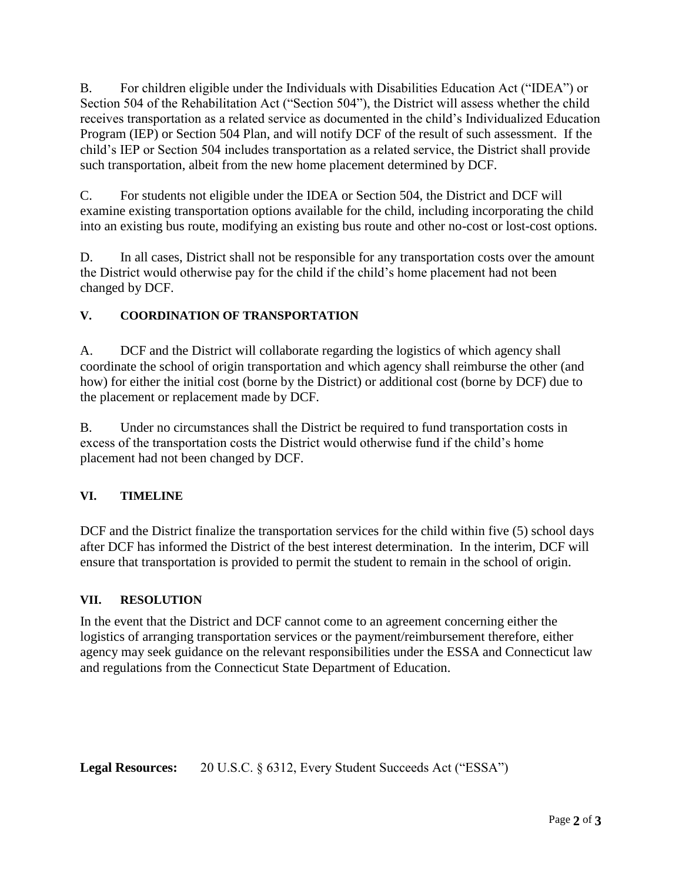B. For children eligible under the Individuals with Disabilities Education Act ("IDEA") or Section 504 of the Rehabilitation Act ("Section 504"), the District will assess whether the child receives transportation as a related service as documented in the child's Individualized Education Program (IEP) or Section 504 Plan, and will notify DCF of the result of such assessment. If the child's IEP or Section 504 includes transportation as a related service, the District shall provide such transportation, albeit from the new home placement determined by DCF.

C. For students not eligible under the IDEA or Section 504, the District and DCF will examine existing transportation options available for the child, including incorporating the child into an existing bus route, modifying an existing bus route and other no-cost or lost-cost options.

D. In all cases, District shall not be responsible for any transportation costs over the amount the District would otherwise pay for the child if the child's home placement had not been changed by DCF.

## V. COORDINATION OF TRANSPORTATION

A. DCF and the District will collaborate regarding the logistics of which agency shall coordinate the school of origin transportation and which agency shall reimburse the other (and how) for either the initial cost (borne by the District) or additional cost (borne by DCF) due to the placement or replacement made by DCF.

B. Under no circumstances shall the District be required to fund transportation costs in excess of the transportation costs the District would otherwise fund if the child's home placement had not been changed by DCF.

## VI. TIMELINE

DCF and the District finalize the transportation services for the child within five (5) school days after DCF has informed the District of the best interest determination. In the interim, DCF will ensure that transportation is provided to permit the student to remain in the school of origin.

## VII. RESOLUTION

In the event that the District and DCF cannot come to an agreement concerning either the logistics of arranging transportation services or the payment/reimbursement therefore, either agency may seek guidance on the relevant responsibilities under the ESSA and Connecticut law and regulations from the Connecticut State Department of Education.

**Legal Resources:** 20 U.S.C. § 6312, Every Student Succeeds Act ("ESSA")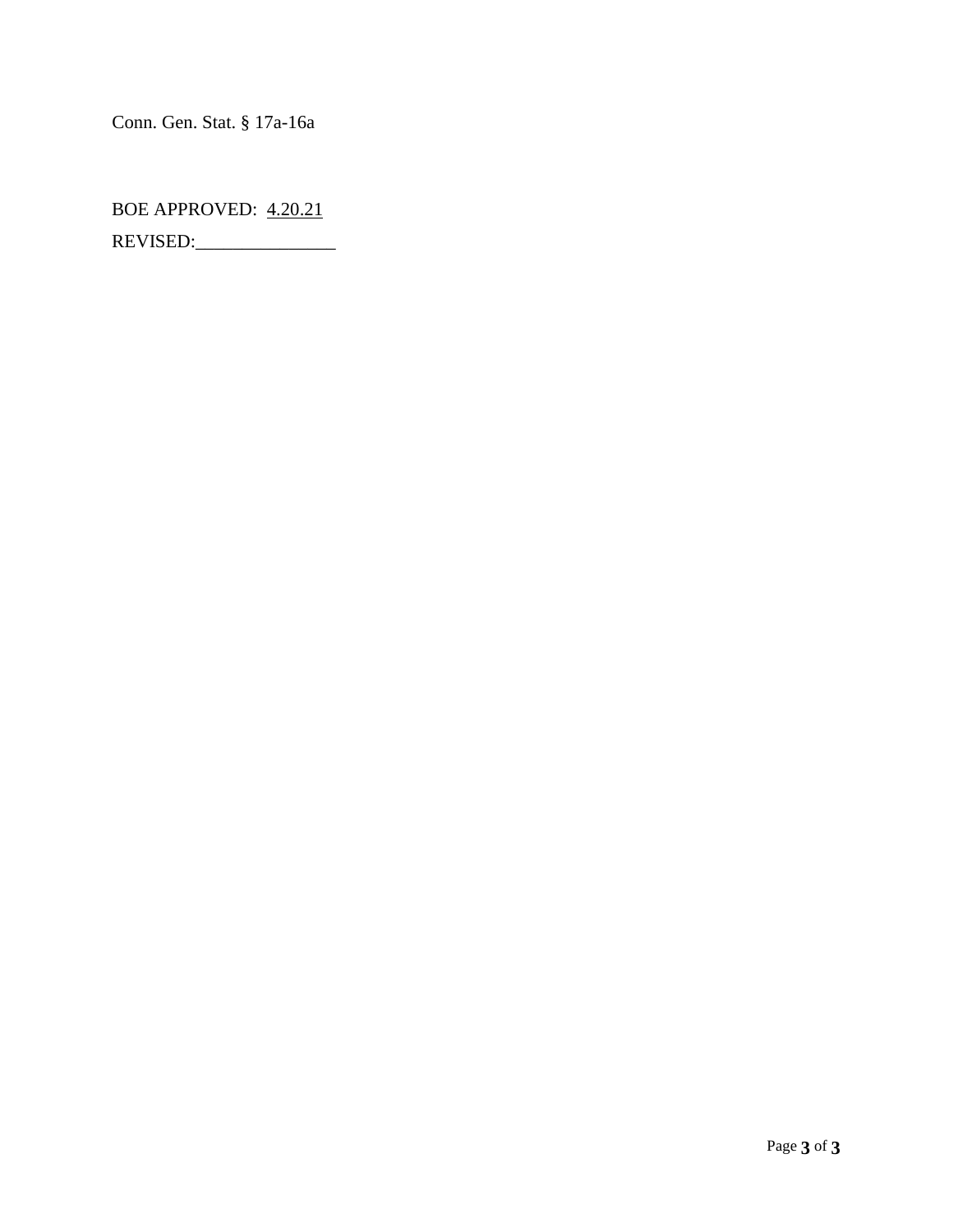Conn. Gen. Stat. § 17a-16a

BOE APPROVED: 4.20.21

REVISED:_______________